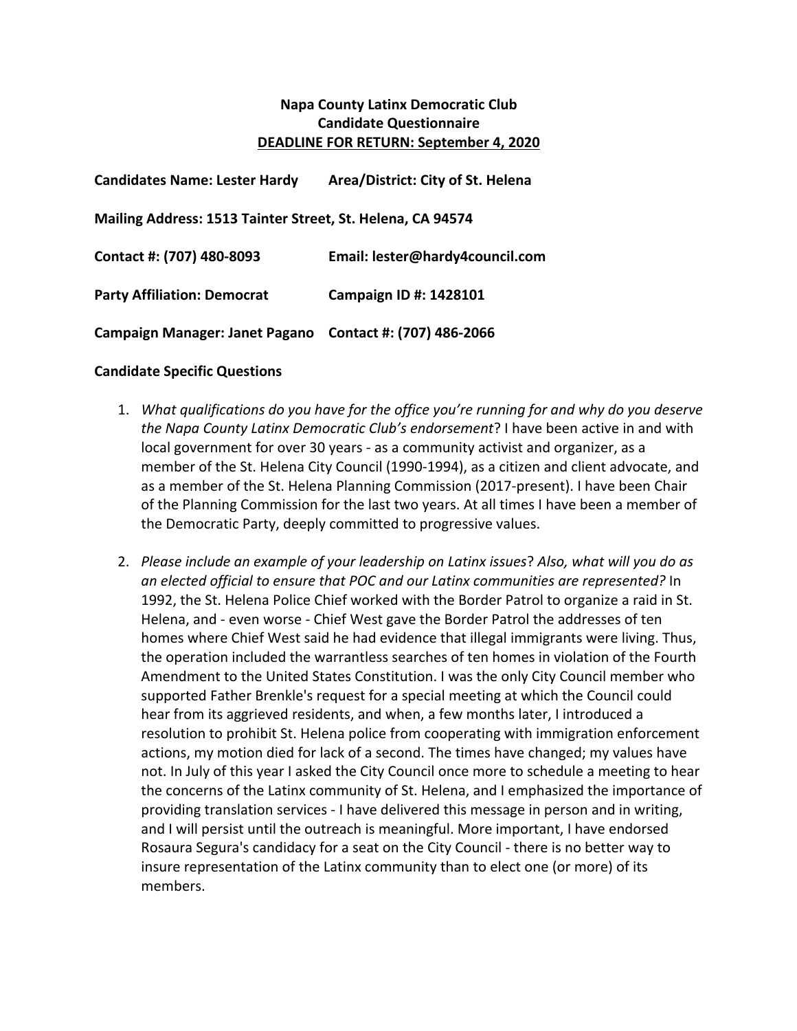**Napa County Latinx Democratic Club**
**Candidate Questionnaire**
**DEADLINE FOR RETURN: September 4, 2020**

**Candidates Name: Lester Hardy** **Area/District: City of St. Helena**

**Mailing Address: 1513 Tainter Street, St. Helena, CA 94574**

**Contact #: (707) 480-8093** **Email: lester@hardy4council.com**

**Party Affiliation: Democrat** **Campaign ID #: 1428101**

**Campaign Manager: Janet Pagano** **Contact #: (707) 486-2066**

**Candidate Specific Questions**

1. *What qualifications do you have for the office you're running for and why do you deserve the Napa County Latinx Democratic Club's endorsement*? I have been active in and with local government for over 30 years - as a community activist and organizer, as a member of the St. Helena City Council (1990-1994), as a citizen and client advocate, and as a member of the St. Helena Planning Commission (2017-present). I have been Chair of the Planning Commission for the last two years. At all times I have been a member of the Democratic Party, deeply committed to progressive values.

2. *Please include an example of your leadership on Latinx issues*? *Also, what will you do as an elected official to ensure that POC and our Latinx communities are represented?* In 1992, the St. Helena Police Chief worked with the Border Patrol to organize a raid in St. Helena, and - even worse - Chief West gave the Border Patrol the addresses of ten homes where Chief West said he had evidence that illegal immigrants were living. Thus, the operation included the warrantless searches of ten homes in violation of the Fourth Amendment to the United States Constitution. I was the only City Council member who supported Father Brenkle's request for a special meeting at which the Council could hear from its aggrieved residents, and when, a few months later, I introduced a resolution to prohibit St. Helena police from cooperating with immigration enforcement actions, my motion died for lack of a second. The times have changed; my values have not. In July of this year I asked the City Council once more to schedule a meeting to hear the concerns of the Latinx community of St. Helena, and I emphasized the importance of providing translation services - I have delivered this message in person and in writing, and I will persist until the outreach is meaningful. More important, I have endorsed Rosaura Segura's candidacy for a seat on the City Council - there is no better way to insure representation of the Latinx community than to elect one (or more) of its members.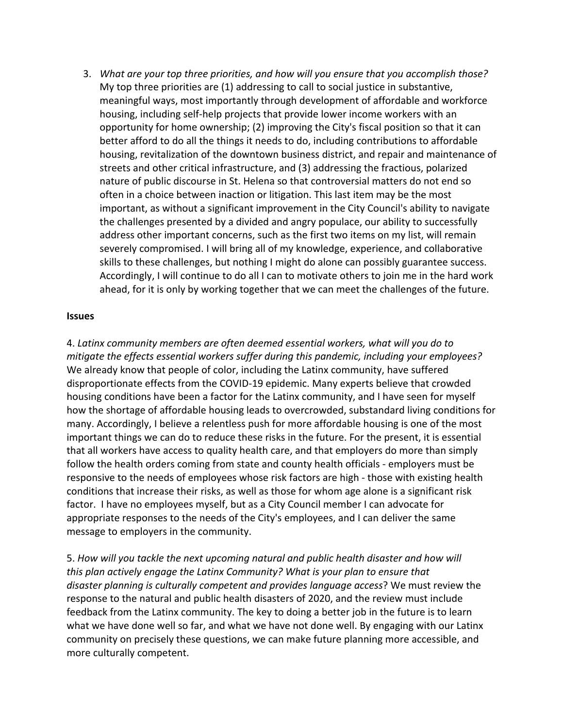3. *What are your top three priorities, and how will you ensure that you accomplish those?* My top three priorities are (1) addressing to call to social justice in substantive, meaningful ways, most importantly through development of affordable and workforce housing, including self-help projects that provide lower income workers with an opportunity for home ownership; (2) improving the City's fiscal position so that it can better afford to do all the things it needs to do, including contributions to affordable housing, revitalization of the downtown business district, and repair and maintenance of streets and other critical infrastructure, and (3) addressing the fractious, polarized nature of public discourse in St. Helena so that controversial matters do not end so often in a choice between inaction or litigation. This last item may be the most important, as without a significant improvement in the City Council's ability to navigate the challenges presented by a divided and angry populace, our ability to successfully address other important concerns, such as the first two items on my list, will remain severely compromised. I will bring all of my knowledge, experience, and collaborative skills to these challenges, but nothing I might do alone can possibly guarantee success. Accordingly, I will continue to do all I can to motivate others to join me in the hard work ahead, for it is only by working together that we can meet the challenges of the future.

**Issues**

4. *Latinx community members are often deemed essential workers, what will you do to mitigate the effects essential workers suffer during this pandemic, including your employees?* We already know that people of color, including the Latinx community, have suffered disproportionate effects from the COVID-19 epidemic. Many experts believe that crowded housing conditions have been a factor for the Latinx community, and I have seen for myself how the shortage of affordable housing leads to overcrowded, substandard living conditions for many. Accordingly, I believe a relentless push for more affordable housing is one of the most important things we can do to reduce these risks in the future. For the present, it is essential that all workers have access to quality health care, and that employers do more than simply follow the health orders coming from state and county health officials - employers must be responsive to the needs of employees whose risk factors are high - those with existing health conditions that increase their risks, as well as those for whom age alone is a significant risk factor. I have no employees myself, but as a City Council member I can advocate for appropriate responses to the needs of the City's employees, and I can deliver the same message to employers in the community.

5. *How will you tackle the next upcoming natural and public health disaster and how will this plan actively engage the Latinx Community? What is your plan to ensure that disaster planning is culturally competent and provides language access*? We must review the response to the natural and public health disasters of 2020, and the review must include feedback from the Latinx community. The key to doing a better job in the future is to learn what we have done well so far, and what we have not done well. By engaging with our Latinx community on precisely these questions, we can make future planning more accessible, and more culturally competent.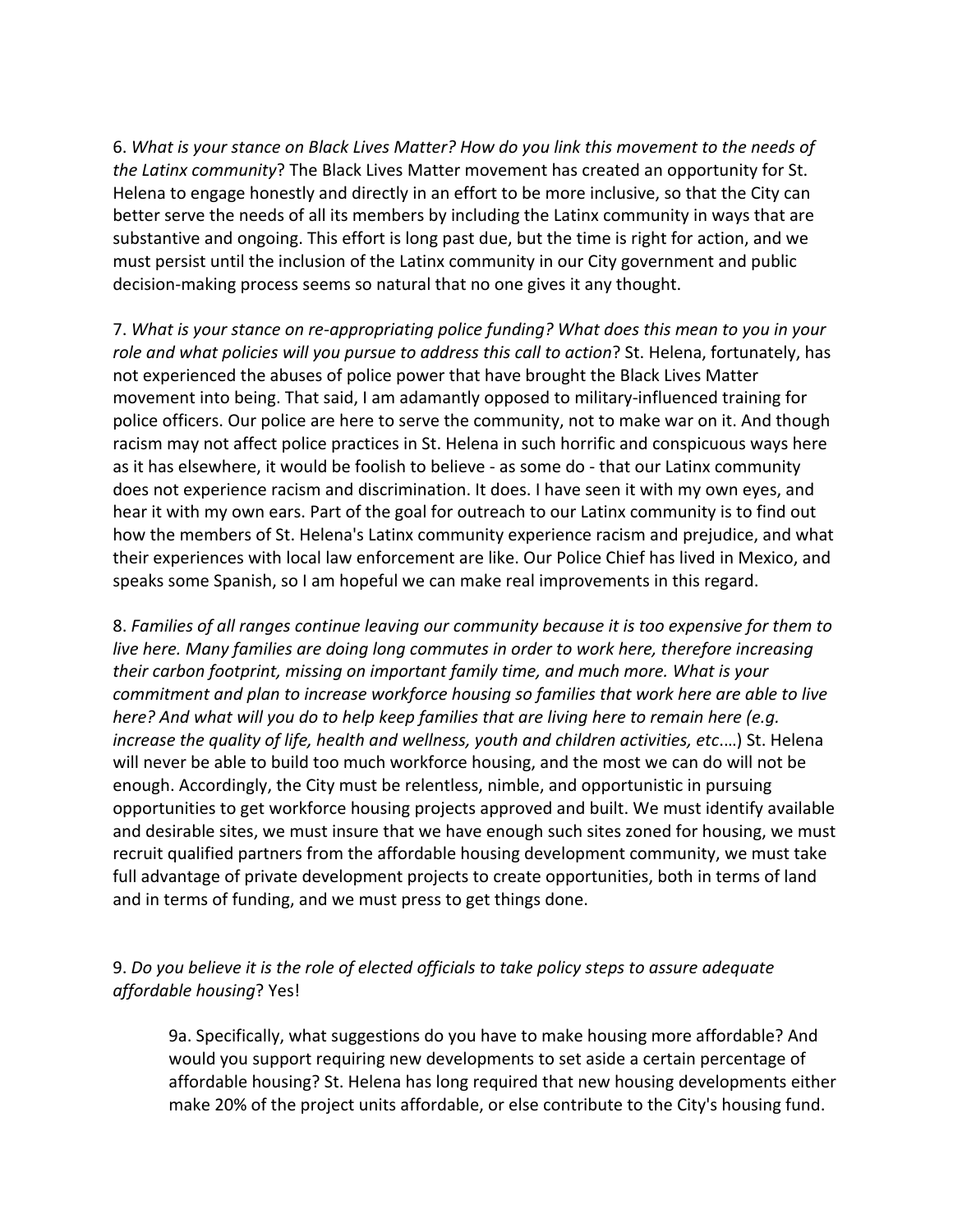6. *What is your stance on Black Lives Matter? How do you link this movement to the needs of the Latinx community*? The Black Lives Matter movement has created an opportunity for St. Helena to engage honestly and directly in an effort to be more inclusive, so that the City can better serve the needs of all its members by including the Latinx community in ways that are substantive and ongoing. This effort is long past due, but the time is right for action, and we must persist until the inclusion of the Latinx community in our City government and public decision-making process seems so natural that no one gives it any thought.

7. *What is your stance on re-appropriating police funding? What does this mean to you in your role and what policies will you pursue to address this call to action*? St. Helena, fortunately, has not experienced the abuses of police power that have brought the Black Lives Matter movement into being. That said, I am adamantly opposed to military-influenced training for police officers. Our police are here to serve the community, not to make war on it. And though racism may not affect police practices in St. Helena in such horrific and conspicuous ways here as it has elsewhere, it would be foolish to believe - as some do - that our Latinx community does not experience racism and discrimination. It does. I have seen it with my own eyes, and hear it with my own ears. Part of the goal for outreach to our Latinx community is to find out how the members of St. Helena's Latinx community experience racism and prejudice, and what their experiences with local law enforcement are like. Our Police Chief has lived in Mexico, and speaks some Spanish, so I am hopeful we can make real improvements in this regard.

8. *Families of all ranges continue leaving our community because it is too expensive for them to live here. Many families are doing long commutes in order to work here, therefore increasing their carbon footprint, missing on important family time, and much more. What is your commitment and plan to increase workforce housing so families that work here are able to live here? And what will you do to help keep families that are living here to remain here (e.g. increase the quality of life, health and wellness, youth and children activities, etc*.…) St. Helena will never be able to build too much workforce housing, and the most we can do will not be enough. Accordingly, the City must be relentless, nimble, and opportunistic in pursuing opportunities to get workforce housing projects approved and built. We must identify available and desirable sites, we must insure that we have enough such sites zoned for housing, we must recruit qualified partners from the affordable housing development community, we must take full advantage of private development projects to create opportunities, both in terms of land and in terms of funding, and we must press to get things done.

9. *Do you believe it is the role of elected officials to take policy steps to assure adequate affordable housing*? Yes!

> 9a. Specifically, what suggestions do you have to make housing more affordable? And would you support requiring new developments to set aside a certain percentage of affordable housing? St. Helena has long required that new housing developments either make 20% of the project units affordable, or else contribute to the City's housing fund.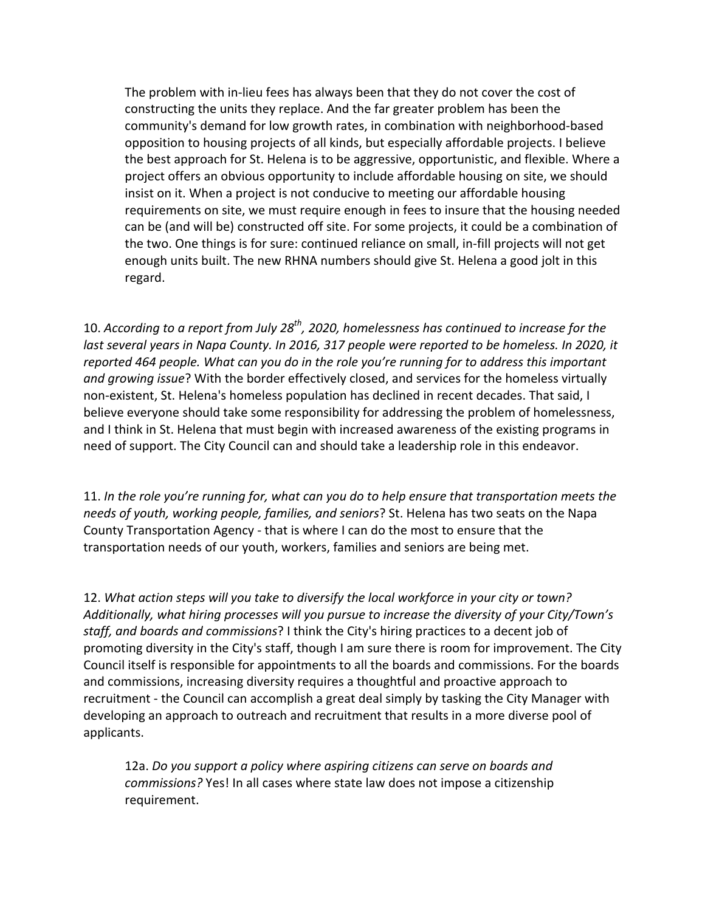The problem with in-lieu fees has always been that they do not cover the cost of constructing the units they replace. And the far greater problem has been the community's demand for low growth rates, in combination with neighborhood-based opposition to housing projects of all kinds, but especially affordable projects. I believe the best approach for St. Helena is to be aggressive, opportunistic, and flexible. Where a project offers an obvious opportunity to include affordable housing on site, we should insist on it. When a project is not conducive to meeting our affordable housing requirements on site, we must require enough in fees to insure that the housing needed can be (and will be) constructed off site. For some projects, it could be a combination of the two. One things is for sure: continued reliance on small, in-fill projects will not get enough units built. The new RHNA numbers should give St. Helena a good jolt in this regard.

10. *According to a report from July 28th, 2020, homelessness has continued to increase for the last several years in Napa County. In 2016, 317 people were reported to be homeless. In 2020, it reported 464 people. What can you do in the role you're running for to address this important and growing issue*? With the border effectively closed, and services for the homeless virtually non-existent, St. Helena's homeless population has declined in recent decades. That said, I believe everyone should take some responsibility for addressing the problem of homelessness, and I think in St. Helena that must begin with increased awareness of the existing programs in need of support. The City Council can and should take a leadership role in this endeavor.

11. *In the role you're running for, what can you do to help ensure that transportation meets the needs of youth, working people, families, and seniors*? St. Helena has two seats on the Napa County Transportation Agency - that is where I can do the most to ensure that the transportation needs of our youth, workers, families and seniors are being met.

12. *What action steps will you take to diversify the local workforce in your city or town? Additionally, what hiring processes will you pursue to increase the diversity of your City/Town's staff, and boards and commissions*? I think the City's hiring practices to a decent job of promoting diversity in the City's staff, though I am sure there is room for improvement. The City Council itself is responsible for appointments to all the boards and commissions. For the boards and commissions, increasing diversity requires a thoughtful and proactive approach to recruitment - the Council can accomplish a great deal simply by tasking the City Manager with developing an approach to outreach and recruitment that results in a more diverse pool of applicants.

12a. *Do you support a policy where aspiring citizens can serve on boards and commissions?* Yes! In all cases where state law does not impose a citizenship requirement.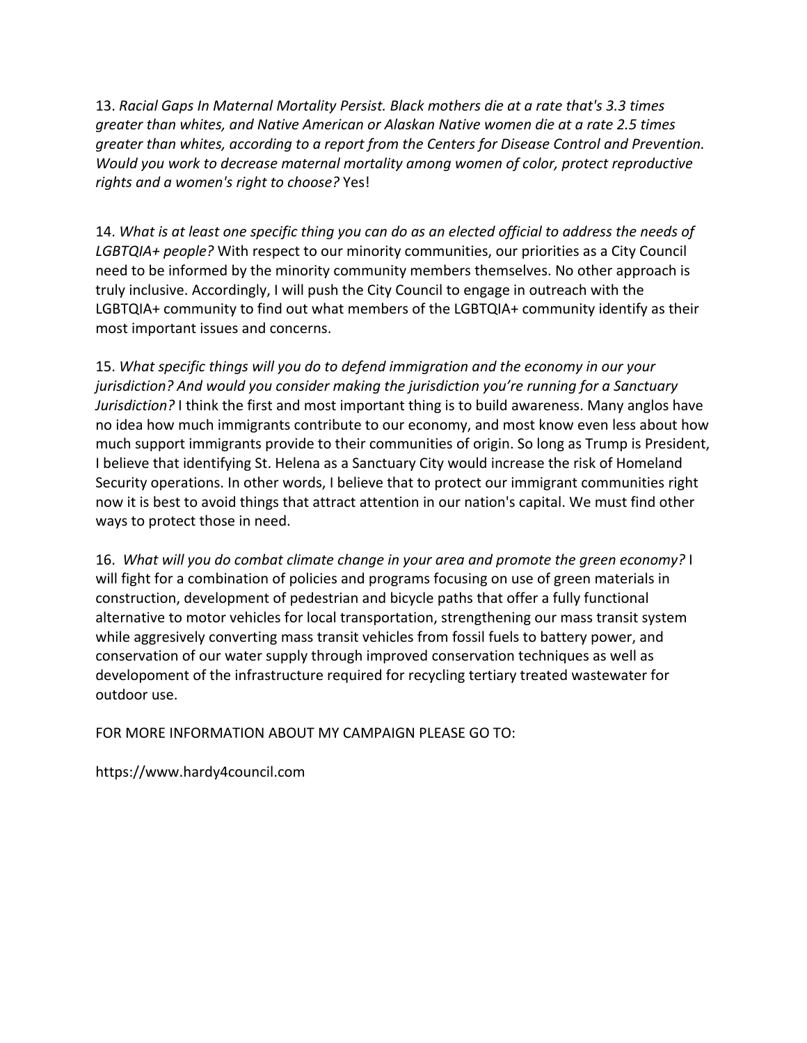13. *Racial Gaps In Maternal Mortality Persist. Black mothers die at a rate that's 3.3 times greater than whites, and Native American or Alaskan Native women die at a rate 2.5 times greater than whites, according to a report from the Centers for Disease Control and Prevention. Would you work to decrease maternal mortality among women of color, protect reproductive rights and a women's right to choose?* Yes!

14. *What is at least one specific thing you can do as an elected official to address the needs of LGBTQIA+ people?* With respect to our minority communities, our priorities as a City Council need to be informed by the minority community members themselves. No other approach is truly inclusive. Accordingly, I will push the City Council to engage in outreach with the LGBTQIA+ community to find out what members of the LGBTQIA+ community identify as their most important issues and concerns.

15. *What specific things will you do to defend immigration and the economy in our your jurisdiction? And would you consider making the jurisdiction you're running for a Sanctuary Jurisdiction?* I think the first and most important thing is to build awareness. Many anglos have no idea how much immigrants contribute to our economy, and most know even less about how much support immigrants provide to their communities of origin. So long as Trump is President, I believe that identifying St. Helena as a Sanctuary City would increase the risk of Homeland Security operations. In other words, I believe that to protect our immigrant communities right now it is best to avoid things that attract attention in our nation's capital. We must find other ways to protect those in need.

16. *What will you do combat climate change in your area and promote the green economy?* I will fight for a combination of policies and programs focusing on use of green materials in construction, development of pedestrian and bicycle paths that offer a fully functional alternative to motor vehicles for local transportation, strengthening our mass transit system while aggresively converting mass transit vehicles from fossil fuels to battery power, and conservation of our water supply through improved conservation techniques as well as developoment of the infrastructure required for recycling tertiary treated wastewater for outdoor use.

FOR MORE INFORMATION ABOUT MY CAMPAIGN PLEASE GO TO:

https://www.hardy4council.com